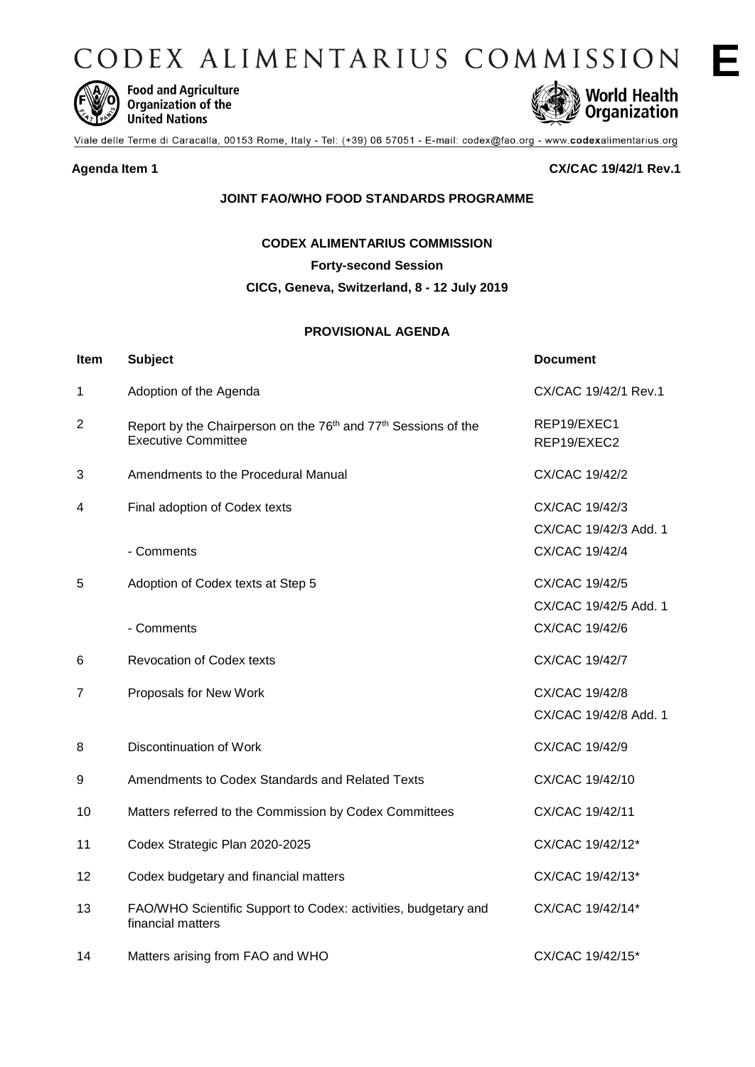# CODEX ALIMENTARIUS COMMISSION

**E**

Food and Agriculture Organization of the United Nations

World Health Organization

Viale delle Terme di Caracalla, 00153 Rome, Italy - Tel: (+39) 06 57051 - E-mail: codex@fao.org - www.codexalimentarius.org

**Agenda Item 1** **CX/CAC 19/42/1 Rev.1**

**JOINT FAO/WHO FOOD STANDARDS PROGRAMME**

**CODEX ALIMENTARIUS COMMISSION**

**Forty-second Session**

**CICG, Geneva, Switzerland, 8 - 12 July 2019**

**PROVISIONAL AGENDA**

| Item | Subject | Document |
|---|---|---|
| 1 | Adoption of the Agenda | CX/CAC 19/42/1 Rev.1 |
| 2 | Report by the Chairperson on the 76th and 77th Sessions of the Executive Committee | REP19/EXEC1<br>REP19/EXEC2 |
| 3 | Amendments to the Procedural Manual | CX/CAC 19/42/2 |
| 4 | Final adoption of Codex texts | CX/CAC 19/42/3<br>CX/CAC 19/42/3 Add. 1 |
| | - Comments | CX/CAC 19/42/4 |
| 5 | Adoption of Codex texts at Step 5 | CX/CAC 19/42/5<br>CX/CAC 19/42/5 Add. 1 |
| | - Comments | CX/CAC 19/42/6 |
| 6 | Revocation of Codex texts | CX/CAC 19/42/7 |
| 7 | Proposals for New Work | CX/CAC 19/42/8<br>CX/CAC 19/42/8 Add. 1 |
| 8 | Discontinuation of Work | CX/CAC 19/42/9 |
| 9 | Amendments to Codex Standards and Related Texts | CX/CAC 19/42/10 |
| 10 | Matters referred to the Commission by Codex Committees | CX/CAC 19/42/11 |
| 11 | Codex Strategic Plan 2020-2025 | CX/CAC 19/42/12* |
| 12 | Codex budgetary and financial matters | CX/CAC 19/42/13* |
| 13 | FAO/WHO Scientific Support to Codex: activities, budgetary and financial matters | CX/CAC 19/42/14* |
| 14 | Matters arising from FAO and WHO | CX/CAC 19/42/15* |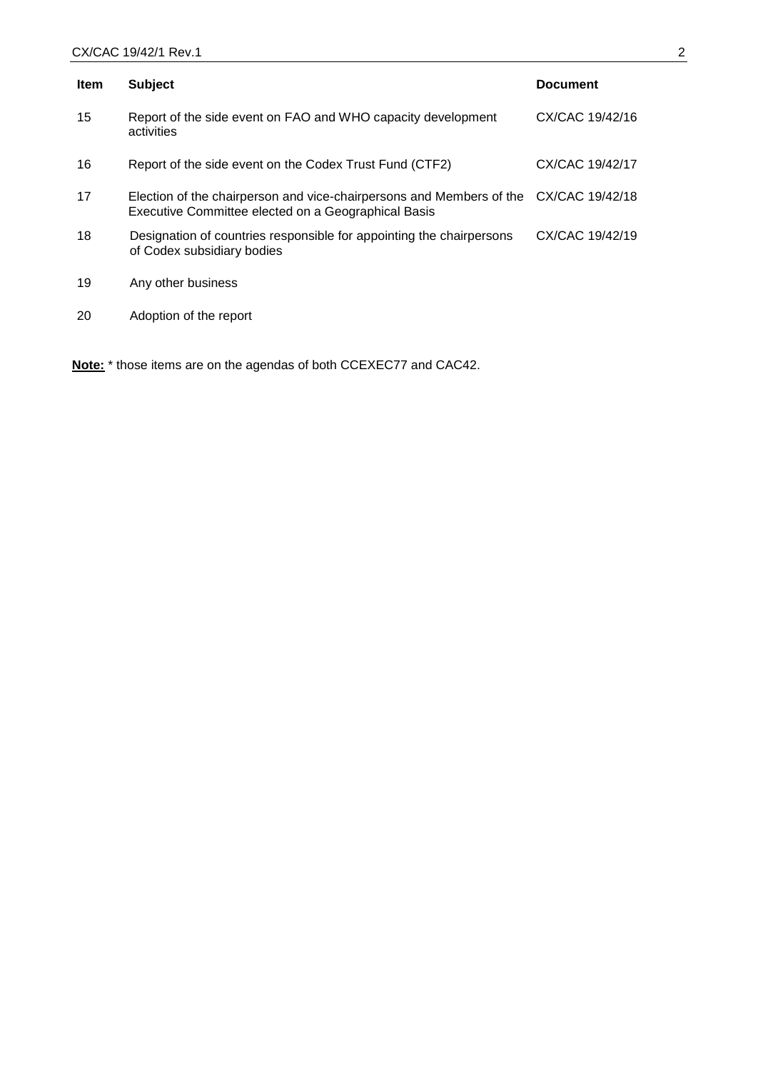| Item | Subject | Document |
|---|---|---|
| 15 | Report of the side event on FAO and WHO capacity development activities | CX/CAC 19/42/16 |
| 16 | Report of the side event on the Codex Trust Fund (CTF2) | CX/CAC 19/42/17 |
| 17 | Election of the chairperson and vice-chairpersons and Members of the Executive Committee elected on a Geographical Basis | CX/CAC 19/42/18 |
| 18 | Designation of countries responsible for appointing the chairpersons of Codex subsidiary bodies | CX/CAC 19/42/19 |
| 19 | Any other business | |
| 20 | Adoption of the report | |

**Note:** * those items are on the agendas of both CCEXEC77 and CAC42.